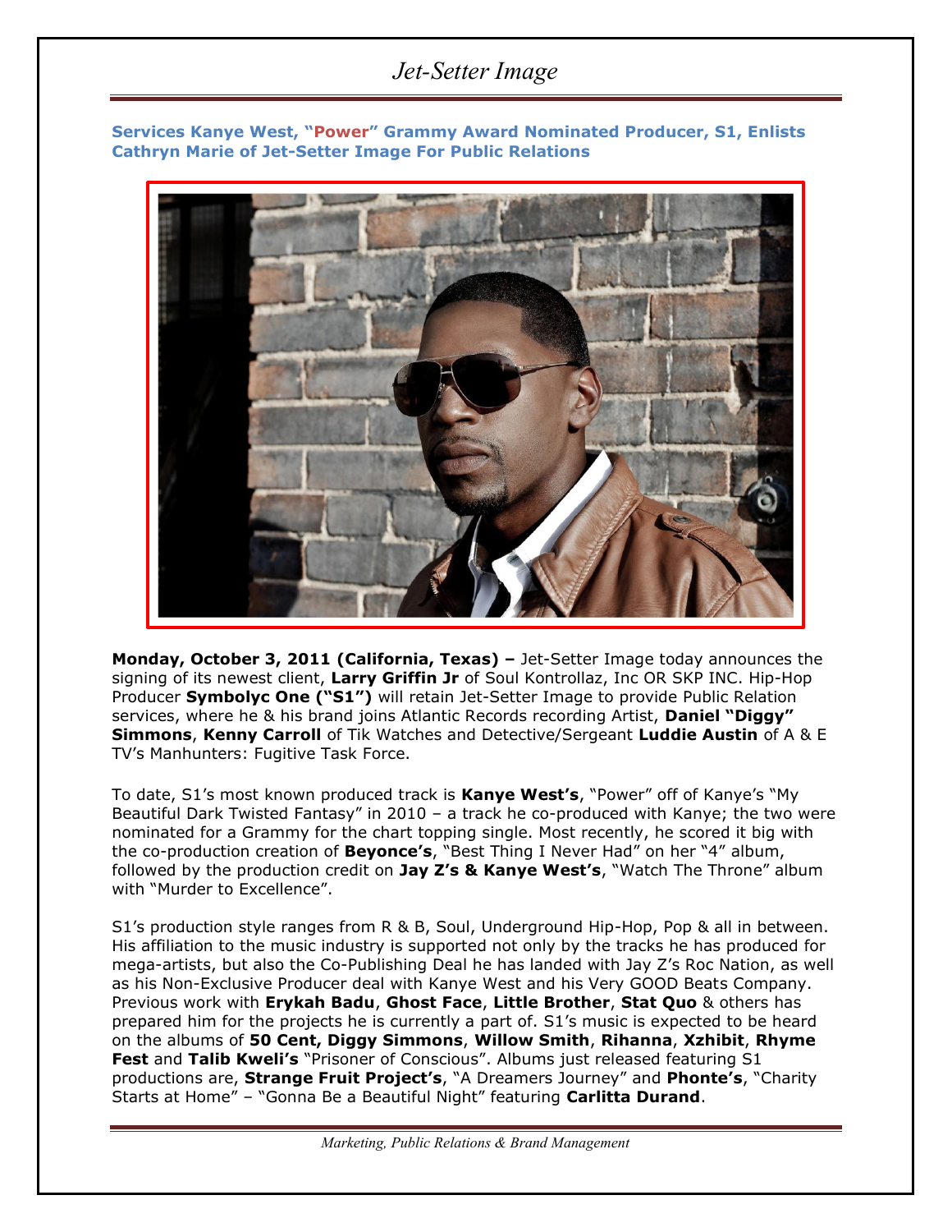# Jet-Setter Image

## Services Kanye West, "Power" Grammy Award Nominated Producer, S1, Enlists Cathryn Marie of Jet-Setter Image For Public Relations

**Monday, October 3, 2011 (California, Texas) –** Jet-Setter Image today announces the signing of its newest client, **Larry Griffin Jr** of Soul Kontrollaz, Inc OR SKP INC. Hip-Hop Producer **Symbolyc One ("S1")** will retain Jet-Setter Image to provide Public Relation services, where he & his brand joins Atlantic Records recording Artist, **Daniel "Diggy" Simmons**, **Kenny Carroll** of Tik Watches and Detective/Sergeant **Luddie Austin** of A & E TV's Manhunters: Fugitive Task Force.

To date, S1's most known produced track is **Kanye West's**, "Power" off of Kanye's "My Beautiful Dark Twisted Fantasy" in 2010 – a track he co-produced with Kanye; the two were nominated for a Grammy for the chart topping single. Most recently, he scored it big with the co-production creation of **Beyonce's**, "Best Thing I Never Had" on her "4" album, followed by the production credit on **Jay Z's & Kanye West's**, "Watch The Throne" album with "Murder to Excellence".

S1's production style ranges from R & B, Soul, Underground Hip-Hop, Pop & all in between. His affiliation to the music industry is supported not only by the tracks he has produced for mega-artists, but also the Co-Publishing Deal he has landed with Jay Z's Roc Nation, as well as his Non-Exclusive Producer deal with Kanye West and his Very GOOD Beats Company. Previous work with **Erykah Badu**, **Ghost Face**, **Little Brother**, **Stat Quo** & others has prepared him for the projects he is currently a part of. S1's music is expected to be heard on the albums of **50 Cent, Diggy Simmons**, **Willow Smith**, **Rihanna**, **Xzhibit**, **Rhyme Fest** and **Talib Kweli's** "Prisoner of Conscious". Albums just released featuring S1 productions are, **Strange Fruit Project's**, "A Dreamers Journey" and **Phonte's**, "Charity Starts at Home" – "Gonna Be a Beautiful Night" featuring **Carlitta Durand**.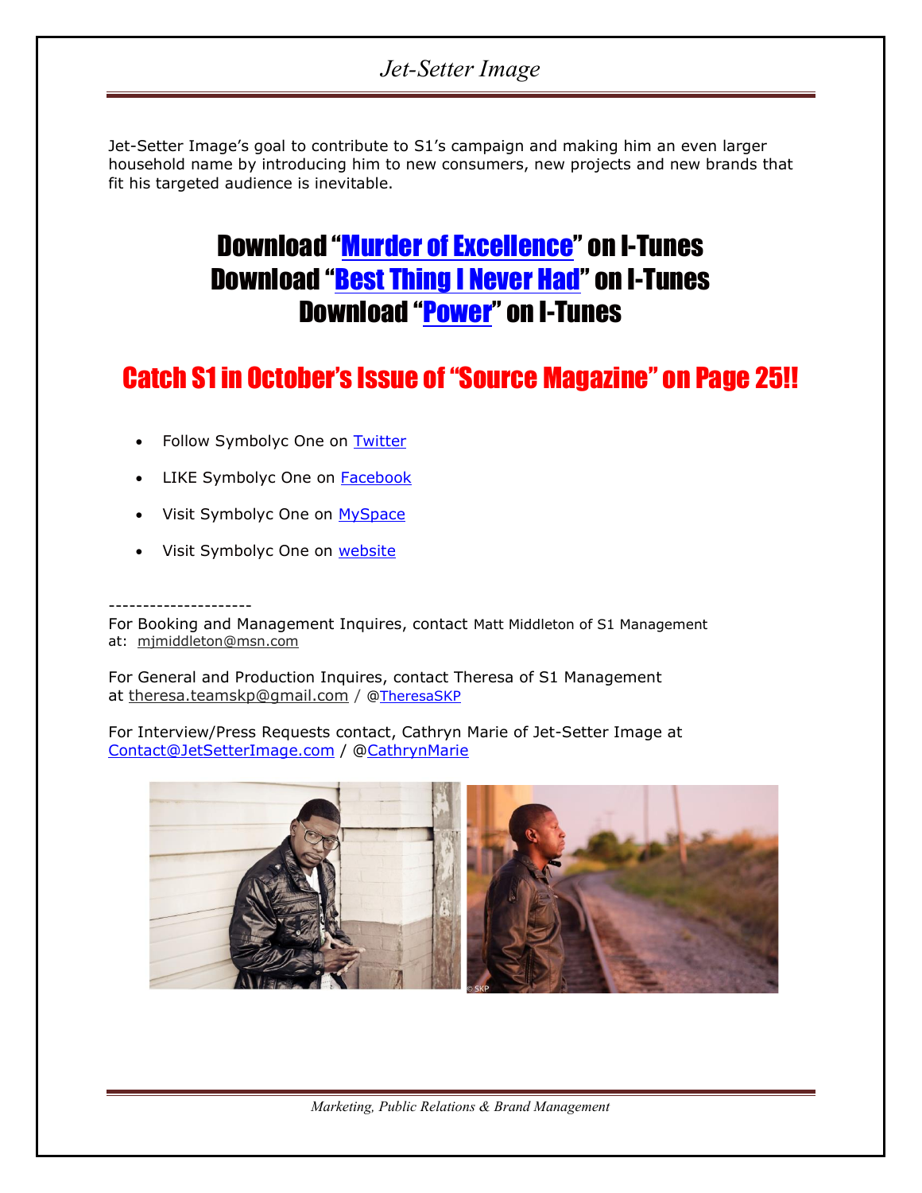Jet-Setter Image's goal to contribute to S1's campaign and making him an even larger household name by introducing him to new consumers, new projects and new brands that fit his targeted audience is inevitable.

## Download "Murder of Excellence" on I-Tunes
## Download "Best Thing I Never Had" on I-Tunes
## Download "Power" on I-Tunes

## Catch S1 in October's Issue of "Source Magazine" on Page 25!!

- Follow Symbolyc One on Twitter
- LIKE Symbolyc One on Facebook
- Visit Symbolyc One on MySpace
- Visit Symbolyc One on website

---------------------

For Booking and Management Inquires, contact Matt Middleton of S1 Management at: mjmiddleton@msn.com

For General and Production Inquires, contact Theresa of S1 Management at theresa.teamskp@gmail.com / @TheresaSKP

For Interview/Press Requests contact, Cathryn Marie of Jet-Setter Image at Contact@JetSetterImage.com / @CathrynMarie